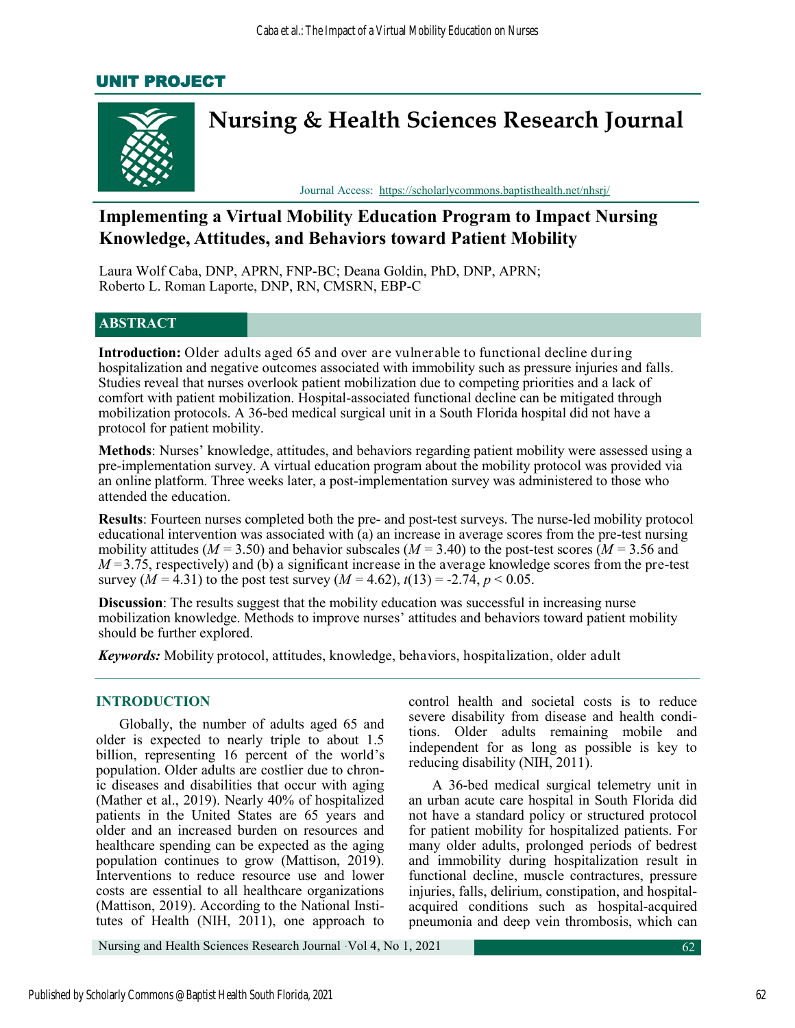UNIT PROJECT

# Nursing & Health Sciences Research Journal

Journal Access: https://scholarlycommons.baptisthealth.net/nhsrj/

## Implementing a Virtual Mobility Education Program to Impact Nursing Knowledge, Attitudes, and Behaviors toward Patient Mobility

Laura Wolf Caba, DNP, APRN, FNP-BC; Deana Goldin, PhD, DNP, APRN; Roberto L. Roman Laporte, DNP, RN, CMSRN, EBP-C

### ABSTRACT

**Introduction:** Older adults aged 65 and over are vulnerable to functional decline during hospitalization and negative outcomes associated with immobility such as pressure injuries and falls. Studies reveal that nurses overlook patient mobilization due to competing priorities and a lack of comfort with patient mobilization. Hospital-associated functional decline can be mitigated through mobilization protocols. A 36-bed medical surgical unit in a South Florida hospital did not have a protocol for patient mobility.

**Methods**: Nurses' knowledge, attitudes, and behaviors regarding patient mobility were assessed using a pre-implementation survey. A virtual education program about the mobility protocol was provided via an online platform. Three weeks later, a post-implementation survey was administered to those who attended the education.

**Results**: Fourteen nurses completed both the pre- and post-test surveys. The nurse-led mobility protocol educational intervention was associated with (a) an increase in average scores from the pre-test nursing mobility attitudes ($M$ = 3.50) and behavior subscales ($M$ = 3.40) to the post-test scores ($M$ = 3.56 and $M$ = 3.75, respectively) and (b) a significant increase in the average knowledge scores from the pre-test survey ($M$ = 4.31) to the post test survey ($M$ = 4.62), $t(13) = -2.74$, $p < 0.05$.

**Discussion**: The results suggest that the mobility education was successful in increasing nurse mobilization knowledge. Methods to improve nurses' attitudes and behaviors toward patient mobility should be further explored.

***Keywords:*** Mobility protocol, attitudes, knowledge, behaviors, hospitalization, older adult

### INTRODUCTION

Globally, the number of adults aged 65 and older is expected to nearly triple to about 1.5 billion, representing 16 percent of the world's population. Older adults are costlier due to chronic diseases and disabilities that occur with aging (Mather et al., 2019). Nearly 40% of hospitalized patients in the United States are 65 years and older and an increased burden on resources and healthcare spending can be expected as the aging population continues to grow (Mattison, 2019). Interventions to reduce resource use and lower costs are essential to all healthcare organizations (Mattison, 2019). According to the National Institutes of Health (NIH, 2011), one approach to control health and societal costs is to reduce severe disability from disease and health conditions. Older adults remaining mobile and independent for as long as possible is key to reducing disability (NIH, 2011).

A 36-bed medical surgical telemetry unit in an urban acute care hospital in South Florida did not have a standard policy or structured protocol for patient mobility for hospitalized patients. For many older adults, prolonged periods of bedrest and immobility during hospitalization result in functional decline, muscle contractures, pressure injuries, falls, delirium, constipation, and hospital-acquired conditions such as hospital-acquired pneumonia and deep vein thrombosis, which can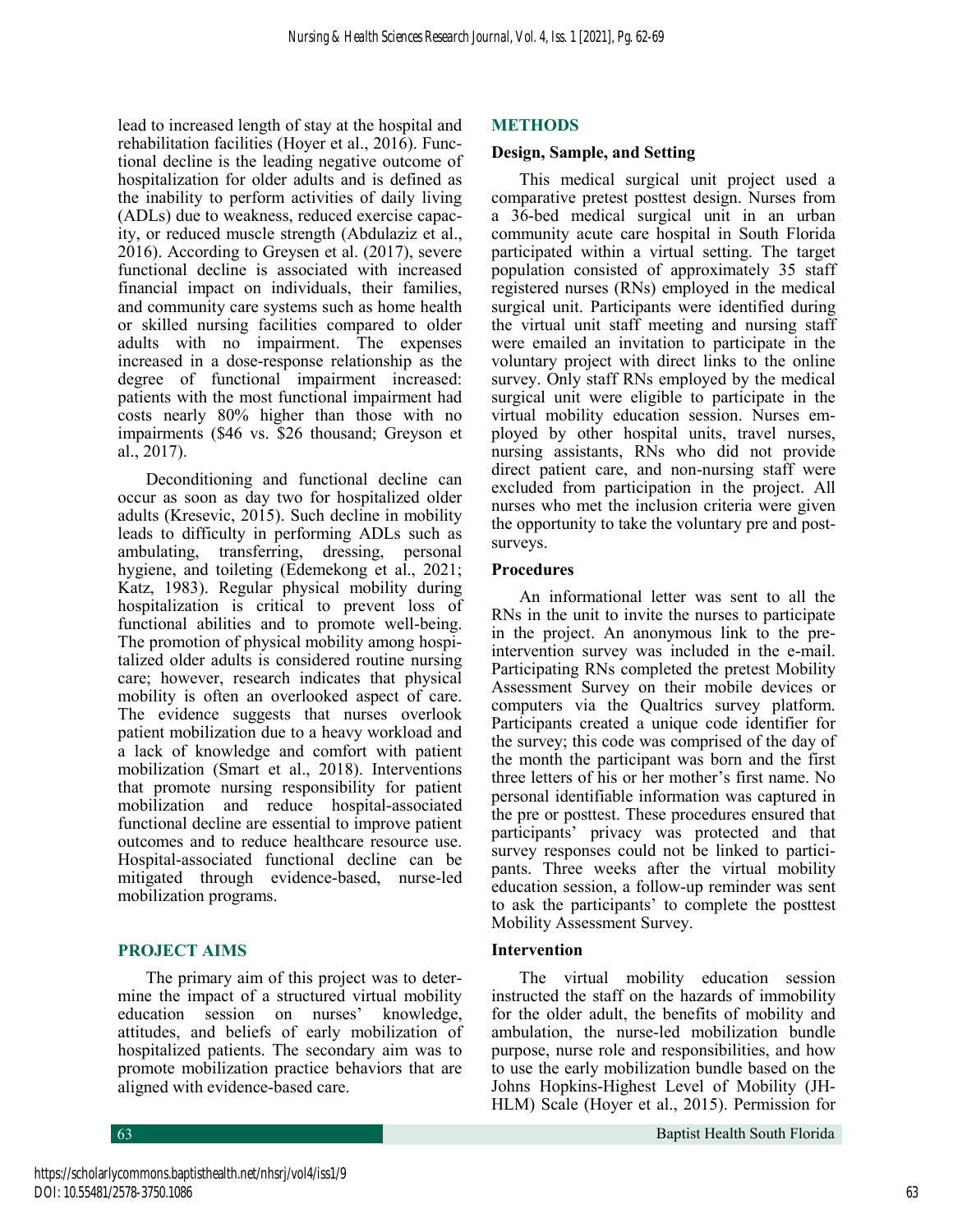lead to increased length of stay at the hospital and rehabilitation facilities (Hoyer et al., 2016). Functional decline is the leading negative outcome of hospitalization for older adults and is defined as the inability to perform activities of daily living (ADLs) due to weakness, reduced exercise capacity, or reduced muscle strength (Abdulaziz et al., 2016). According to Greysen et al. (2017), severe functional decline is associated with increased financial impact on individuals, their families, and community care systems such as home health or skilled nursing facilities compared to older adults with no impairment. The expenses increased in a dose-response relationship as the degree of functional impairment increased: patients with the most functional impairment had costs nearly 80% higher than those with no impairments ($46 vs. $26 thousand; Greyson et al., 2017).

Deconditioning and functional decline can occur as soon as day two for hospitalized older adults (Kresevic, 2015). Such decline in mobility leads to difficulty in performing ADLs such as ambulating, transferring, dressing, personal hygiene, and toileting (Edemekong et al., 2021; Katz, 1983). Regular physical mobility during hospitalization is critical to prevent loss of functional abilities and to promote well-being. The promotion of physical mobility among hospitalized older adults is considered routine nursing care; however, research indicates that physical mobility is often an overlooked aspect of care. The evidence suggests that nurses overlook patient mobilization due to a heavy workload and a lack of knowledge and comfort with patient mobilization (Smart et al., 2018). Interventions that promote nursing responsibility for patient mobilization and reduce hospital-associated functional decline are essential to improve patient outcomes and to reduce healthcare resource use. Hospital-associated functional decline can be mitigated through evidence-based, nurse-led mobilization programs.

## PROJECT AIMS

The primary aim of this project was to determine the impact of a structured virtual mobility education session on nurses' knowledge, attitudes, and beliefs of early mobilization of hospitalized patients. The secondary aim was to promote mobilization practice behaviors that are aligned with evidence-based care.

## METHODS

### Design, Sample, and Setting

This medical surgical unit project used a comparative pretest posttest design. Nurses from a 36-bed medical surgical unit in an urban community acute care hospital in South Florida participated within a virtual setting. The target population consisted of approximately 35 staff registered nurses (RNs) employed in the medical surgical unit. Participants were identified during the virtual unit staff meeting and nursing staff were emailed an invitation to participate in the voluntary project with direct links to the online survey. Only staff RNs employed by the medical surgical unit were eligible to participate in the virtual mobility education session. Nurses employed by other hospital units, travel nurses, nursing assistants, RNs who did not provide direct patient care, and non-nursing staff were excluded from participation in the project. All nurses who met the inclusion criteria were given the opportunity to take the voluntary pre and post-surveys.

### Procedures

An informational letter was sent to all the RNs in the unit to invite the nurses to participate in the project. An anonymous link to the pre-intervention survey was included in the e-mail. Participating RNs completed the pretest Mobility Assessment Survey on their mobile devices or computers via the Qualtrics survey platform. Participants created a unique code identifier for the survey; this code was comprised of the day of the month the participant was born and the first three letters of his or her mother's first name. No personal identifiable information was captured in the pre or posttest. These procedures ensured that participants' privacy was protected and that survey responses could not be linked to participants. Three weeks after the virtual mobility education session, a follow-up reminder was sent to ask the participants' to complete the posttest Mobility Assessment Survey.

### Intervention

The virtual mobility education session instructed the staff on the hazards of immobility for the older adult, the benefits of mobility and ambulation, the nurse-led mobilization bundle purpose, nurse role and responsibilities, and how to use the early mobilization bundle based on the Johns Hopkins-Highest Level of Mobility (JH-HLM) Scale (Hoyer et al., 2015). Permission for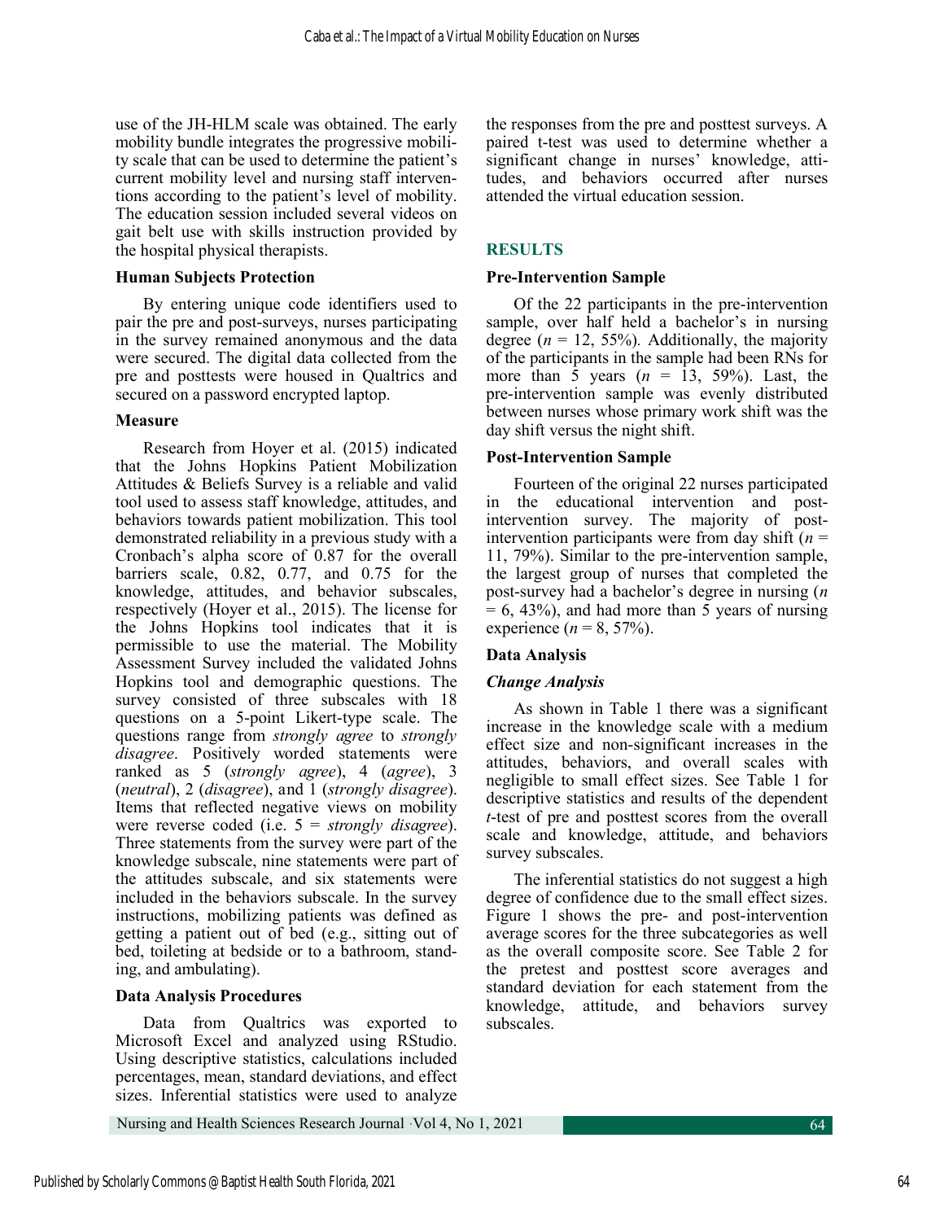use of the JH-HLM scale was obtained. The early mobility bundle integrates the progressive mobility scale that can be used to determine the patient's current mobility level and nursing staff interventions according to the patient's level of mobility. The education session included several videos on gait belt use with skills instruction provided by the hospital physical therapists.

### Human Subjects Protection

By entering unique code identifiers used to pair the pre and post-surveys, nurses participating in the survey remained anonymous and the data were secured. The digital data collected from the pre and posttests were housed in Qualtrics and secured on a password encrypted laptop.

### Measure

Research from Hoyer et al. (2015) indicated that the Johns Hopkins Patient Mobilization Attitudes & Beliefs Survey is a reliable and valid tool used to assess staff knowledge, attitudes, and behaviors towards patient mobilization. This tool demonstrated reliability in a previous study with a Cronbach's alpha score of 0.87 for the overall barriers scale, 0.82, 0.77, and 0.75 for the knowledge, attitudes, and behavior subscales, respectively (Hoyer et al., 2015). The license for the Johns Hopkins tool indicates that it is permissible to use the material. The Mobility Assessment Survey included the validated Johns Hopkins tool and demographic questions. The survey consisted of three subscales with 18 questions on a 5-point Likert-type scale. The questions range from *strongly agree* to *strongly disagree*. Positively worded statements were ranked as 5 (*strongly agree*), 4 (*agree*), 3 (*neutral*), 2 (*disagree*), and 1 (*strongly disagree*). Items that reflected negative views on mobility were reverse coded (i.e. 5 = *strongly disagree*). Three statements from the survey were part of the knowledge subscale, nine statements were part of the attitudes subscale, and six statements were included in the behaviors subscale. In the survey instructions, mobilizing patients was defined as getting a patient out of bed (e.g., sitting out of bed, toileting at bedside or to a bathroom, standing, and ambulating).

### Data Analysis Procedures

Data from Qualtrics was exported to Microsoft Excel and analyzed using RStudio. Using descriptive statistics, calculations included percentages, mean, standard deviations, and effect sizes. Inferential statistics were used to analyze the responses from the pre and posttest surveys. A paired t-test was used to determine whether a significant change in nurses' knowledge, attitudes, and behaviors occurred after nurses attended the virtual education session.

## RESULTS

### Pre-Intervention Sample

Of the 22 participants in the pre-intervention sample, over half held a bachelor's in nursing degree ($n$ = 12, 55%). Additionally, the majority of the participants in the sample had been RNs for more than 5 years ($n$ = 13, 59%). Last, the pre-intervention sample was evenly distributed between nurses whose primary work shift was the day shift versus the night shift.

### Post-Intervention Sample

Fourteen of the original 22 nurses participated in the educational intervention and post-intervention survey. The majority of post-intervention participants were from day shift ($n$ = 11, 79%). Similar to the pre-intervention sample, the largest group of nurses that completed the post-survey had a bachelor's degree in nursing ($n$ = 6, 43%), and had more than 5 years of nursing experience ($n$ = 8, 57%).

### Data Analysis

#### *Change Analysis*

As shown in Table 1 there was a significant increase in the knowledge scale with a medium effect size and non-significant increases in the attitudes, behaviors, and overall scales with negligible to small effect sizes. See Table 1 for descriptive statistics and results of the dependent *t*-test of pre and posttest scores from the overall scale and knowledge, attitude, and behaviors survey subscales.

The inferential statistics do not suggest a high degree of confidence due to the small effect sizes. Figure 1 shows the pre- and post-intervention average scores for the three subcategories as well as the overall composite score. See Table 2 for the pretest and posttest score averages and standard deviation for each statement from the knowledge, attitude, and behaviors survey subscales.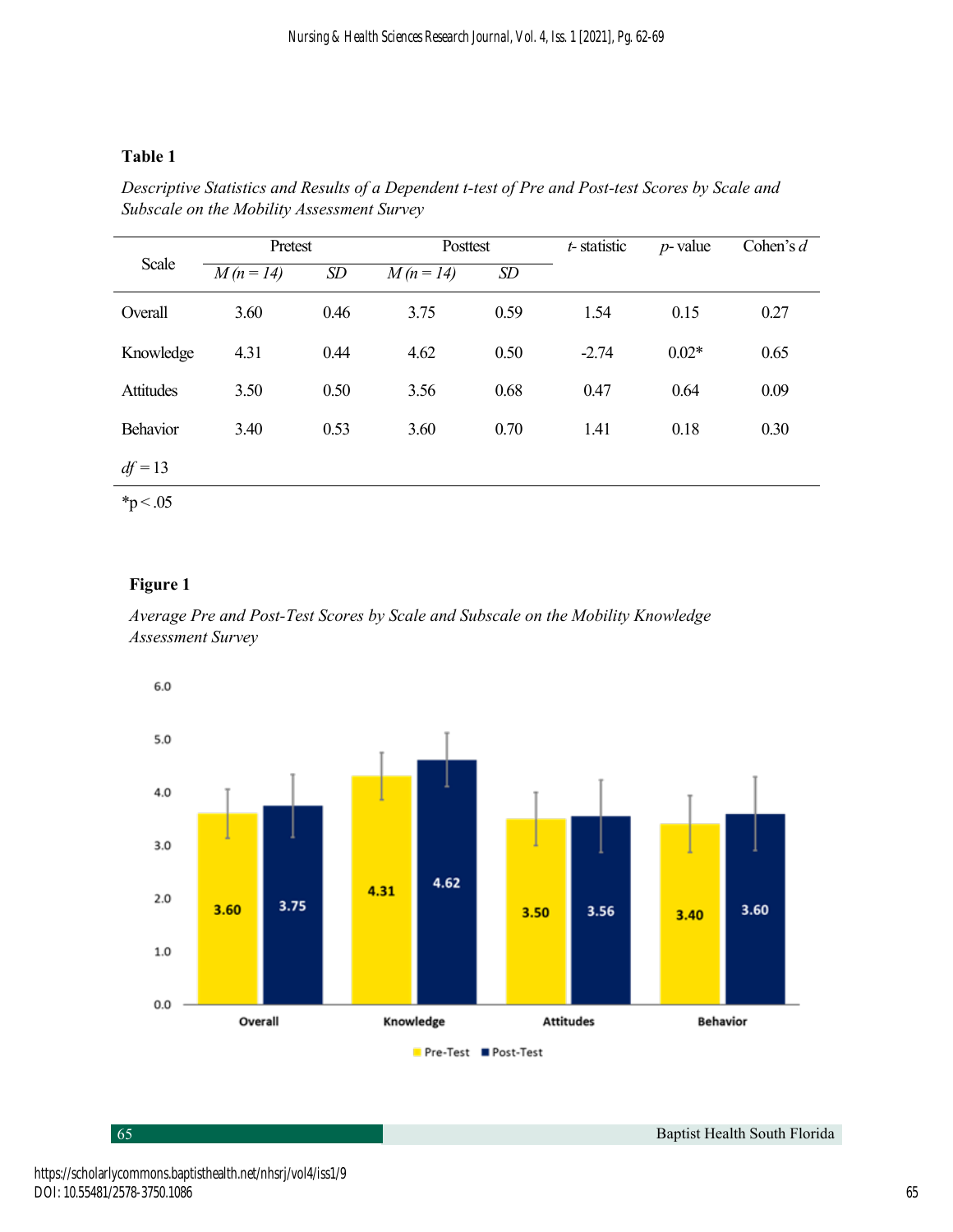**Table 1**

*Descriptive Statistics and Results of a Dependent t-test of Pre and Post-test Scores by Scale and Subscale on the Mobility Assessment Survey*

| Scale | Pretest | | Posttest | | *t*- statistic | *p*- value | Cohen's *d* |
|---|---|---|---|---|---|---|---|
| | *M (n = 14)* | *SD* | *M (n = 14)* | *SD* | | | |
| Overall | 3.60 | 0.46 | 3.75 | 0.59 | 1.54 | 0.15 | 0.27 |
| Knowledge | 4.31 | 0.44 | 4.62 | 0.50 | -2.74 | 0.02* | 0.65 |
| Attitudes | 3.50 | 0.50 | 3.56 | 0.68 | 0.47 | 0.64 | 0.09 |
| Behavior | 3.40 | 0.53 | 3.60 | 0.70 | 1.41 | 0.18 | 0.30 |
| *df* = 13 | | | | | | | |

*p < .05

**Figure 1**

*Average Pre and Post-Test Scores by Scale and Subscale on the Mobility Knowledge Assessment Survey*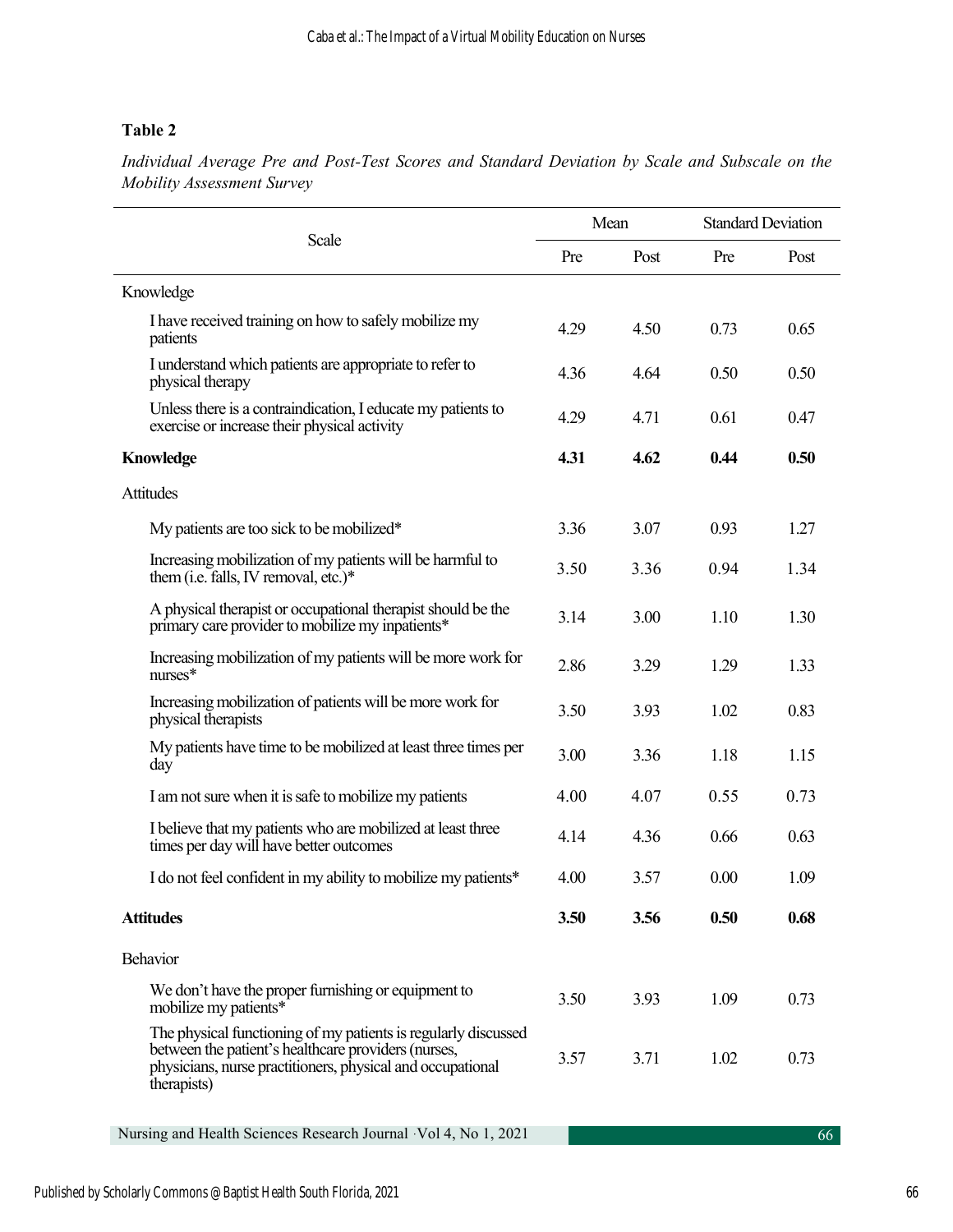**Table 2**

*Individual Average Pre and Post-Test Scores and Standard Deviation by Scale and Subscale on the Mobility Assessment Survey*

| Scale | Mean | | Standard Deviation | |
|---|---|---|---|---|
| | Pre | Post | Pre | Post |
| Knowledge | | | | |
| I have received training on how to safely mobilize my patients | 4.29 | 4.50 | 0.73 | 0.65 |
| I understand which patients are appropriate to refer to physical therapy | 4.36 | 4.64 | 0.50 | 0.50 |
| Unless there is a contraindication, I educate my patients to exercise or increase their physical activity | 4.29 | 4.71 | 0.61 | 0.47 |
| **Knowledge** | **4.31** | **4.62** | **0.44** | **0.50** |
| Attitudes | | | | |
| My patients are too sick to be mobilized* | 3.36 | 3.07 | 0.93 | 1.27 |
| Increasing mobilization of my patients will be harmful to them (i.e. falls, IV removal, etc.)* | 3.50 | 3.36 | 0.94 | 1.34 |
| A physical therapist or occupational therapist should be the primary care provider to mobilize my inpatients* | 3.14 | 3.00 | 1.10 | 1.30 |
| Increasing mobilization of my patients will be more work for nurses* | 2.86 | 3.29 | 1.29 | 1.33 |
| Increasing mobilization of patients will be more work for physical therapists | 3.50 | 3.93 | 1.02 | 0.83 |
| My patients have time to be mobilized at least three times per day | 3.00 | 3.36 | 1.18 | 1.15 |
| I am not sure when it is safe to mobilize my patients | 4.00 | 4.07 | 0.55 | 0.73 |
| I believe that my patients who are mobilized at least three times per day will have better outcomes | 4.14 | 4.36 | 0.66 | 0.63 |
| I do not feel confident in my ability to mobilize my patients* | 4.00 | 3.57 | 0.00 | 1.09 |
| **Attitudes** | **3.50** | **3.56** | **0.50** | **0.68** |
| Behavior | | | | |
| We don't have the proper furnishing or equipment to mobilize my patients* | 3.50 | 3.93 | 1.09 | 0.73 |
| The physical functioning of my patients is regularly discussed between the patient's healthcare providers (nurses, physicians, nurse practitioners, physical and occupational therapists) | 3.57 | 3.71 | 1.02 | 0.73 |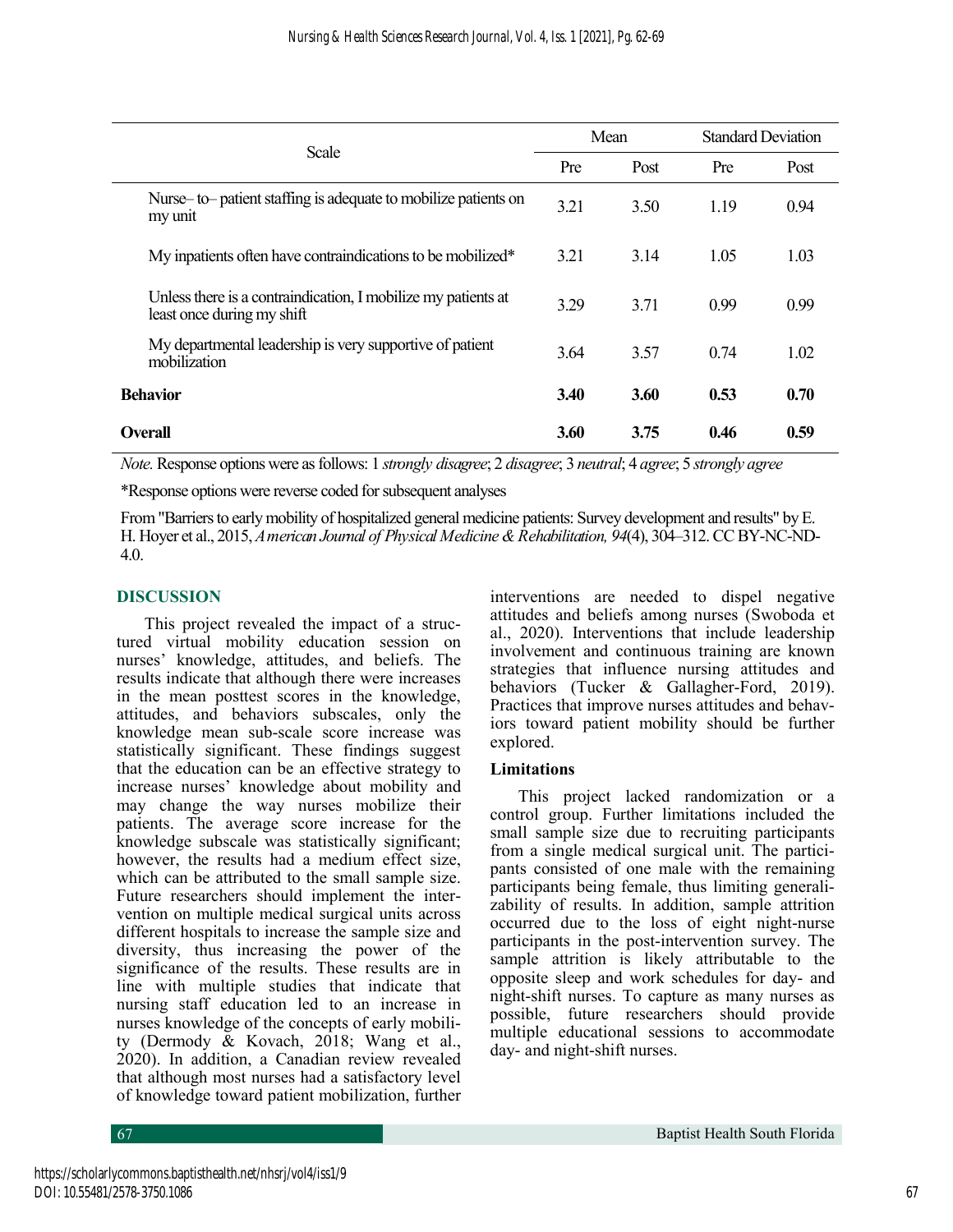| Scale | Mean | | Standard Deviation | |
|---|---|---|---|---|
| | Pre | Post | Pre | Post |
| Nurse– to– patient staffing is adequate to mobilize patients on my unit | 3.21 | 3.50 | 1.19 | 0.94 |
| My inpatients often have contraindications to be mobilized* | 3.21 | 3.14 | 1.05 | 1.03 |
| Unless there is a contraindication, I mobilize my patients at least once during my shift | 3.29 | 3.71 | 0.99 | 0.99 |
| My departmental leadership is very supportive of patient mobilization | 3.64 | 3.57 | 0.74 | 1.02 |
| **Behavior** | **3.40** | **3.60** | **0.53** | **0.70** |
| **Overall** | **3.60** | **3.75** | **0.46** | **0.59** |

*Note.* Response options were as follows: 1 *strongly disagree*; 2 *disagree*; 3 *neutral*; 4 *agree*; 5 *strongly agree*

*Response options were reverse coded for subsequent analyses

From "Barriers to early mobility of hospitalized general medicine patients: Survey development and results" by E. H. Hoyer et al., 2015, *American Journal of Physical Medicine & Rehabilitation, 94*(4), 304–312. CC BY-NC-ND-4.0.

## DISCUSSION

This project revealed the impact of a structured virtual mobility education session on nurses' knowledge, attitudes, and beliefs. The results indicate that although there were increases in the mean posttest scores in the knowledge, attitudes, and behaviors subscales, only the knowledge mean sub-scale score increase was statistically significant. These findings suggest that the education can be an effective strategy to increase nurses' knowledge about mobility and may change the way nurses mobilize their patients. The average score increase for the knowledge subscale was statistically significant; however, the results had a medium effect size, which can be attributed to the small sample size. Future researchers should implement the intervention on multiple medical surgical units across different hospitals to increase the sample size and diversity, thus increasing the power of the significance of the results. These results are in line with multiple studies that indicate that nursing staff education led to an increase in nurses knowledge of the concepts of early mobility (Dermody & Kovach, 2018; Wang et al., 2020). In addition, a Canadian review revealed that although most nurses had a satisfactory level of knowledge toward patient mobilization, further interventions are needed to dispel negative attitudes and beliefs among nurses (Swoboda et al., 2020). Interventions that include leadership involvement and continuous training are known strategies that influence nursing attitudes and behaviors (Tucker & Gallagher-Ford, 2019). Practices that improve nurses attitudes and behaviors toward patient mobility should be further explored.

### Limitations

This project lacked randomization or a control group. Further limitations included the small sample size due to recruiting participants from a single medical surgical unit. The participants consisted of one male with the remaining participants being female, thus limiting generalizability of results. In addition, sample attrition occurred due to the loss of eight night-nurse participants in the post-intervention survey. The sample attrition is likely attributable to the opposite sleep and work schedules for day- and night-shift nurses. To capture as many nurses as possible, future researchers should provide multiple educational sessions to accommodate day- and night-shift nurses.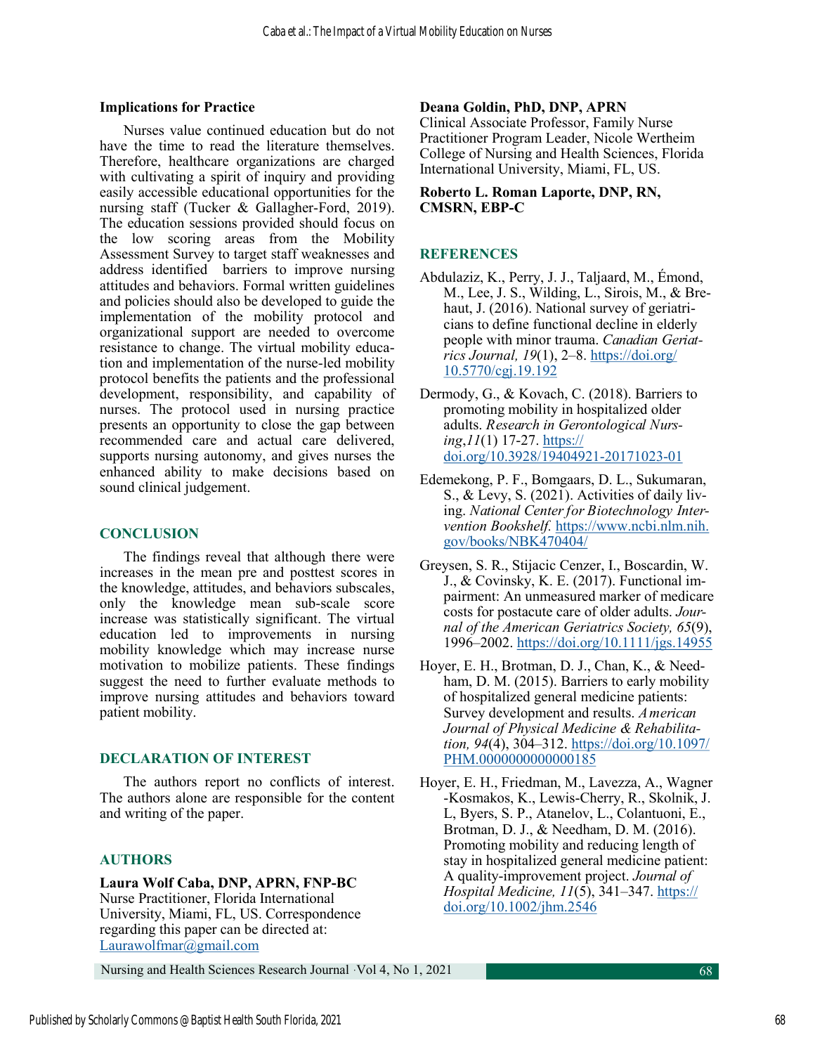**Implications for Practice**

Nurses value continued education but do not have the time to read the literature themselves. Therefore, healthcare organizations are charged with cultivating a spirit of inquiry and providing easily accessible educational opportunities for the nursing staff (Tucker & Gallagher-Ford, 2019). The education sessions provided should focus on the low scoring areas from the Mobility Assessment Survey to target staff weaknesses and address identified barriers to improve nursing attitudes and behaviors. Formal written guidelines and policies should also be developed to guide the implementation of the mobility protocol and organizational support are needed to overcome resistance to change. The virtual mobility education and implementation of the nurse-led mobility protocol benefits the patients and the professional development, responsibility, and capability of nurses. The protocol used in nursing practice presents an opportunity to close the gap between recommended care and actual care delivered, supports nursing autonomy, and gives nurses the enhanced ability to make decisions based on sound clinical judgement.

## CONCLUSION

The findings reveal that although there were increases in the mean pre and posttest scores in the knowledge, attitudes, and behaviors subscales, only the knowledge mean sub-scale score increase was statistically significant. The virtual education led to improvements in nursing mobility knowledge which may increase nurse motivation to mobilize patients. These findings suggest the need to further evaluate methods to improve nursing attitudes and behaviors toward patient mobility.

## DECLARATION OF INTEREST

The authors report no conflicts of interest. The authors alone are responsible for the content and writing of the paper.

## AUTHORS

**Laura Wolf Caba, DNP, APRN, FNP-BC**
Nurse Practitioner, Florida International University, Miami, FL, US. Correspondence regarding this paper can be directed at: Laurawolfmar@gmail.com

**Deana Goldin, PhD, DNP, APRN**
Clinical Associate Professor, Family Nurse Practitioner Program Leader, Nicole Wertheim College of Nursing and Health Sciences, Florida International University, Miami, FL, US.

**Roberto L. Roman Laporte, DNP, RN, CMSRN, EBP-C**

## REFERENCES

Abdulaziz, K., Perry, J. J., Taljaard, M., Émond, M., Lee, J. S., Wilding, L., Sirois, M., & Brehaut, J. (2016). National survey of geriatricians to define functional decline in elderly people with minor trauma. *Canadian Geriatrics Journal, 19*(1), 2–8. https://doi.org/10.5770/cgj.19.192

Dermody, G., & Kovach, C. (2018). Barriers to promoting mobility in hospitalized older adults. *Research in Gerontological Nursing*,*11*(1) 17-27. https://doi.org/10.3928/19404921-20171023-01

Edemekong, P. F., Bomgaars, D. L., Sukumaran, S., & Levy, S. (2021). Activities of daily living. *National Center for Biotechnology Intervention Bookshelf*. https://www.ncbi.nlm.nih.gov/books/NBK470404/

Greysen, S. R., Stijacic Cenzer, I., Boscardin, W. J., & Covinsky, K. E. (2017). Functional impairment: An unmeasured marker of medicare costs for postacute care of older adults. *Journal of the American Geriatrics Society, 65*(9), 1996–2002. https://doi.org/10.1111/jgs.14955

Hoyer, E. H., Brotman, D. J., Chan, K., & Needham, D. M. (2015). Barriers to early mobility of hospitalized general medicine patients: Survey development and results. *American Journal of Physical Medicine & Rehabilitation, 94*(4), 304–312. https://doi.org/10.1097/PHM.0000000000000185

Hoyer, E. H., Friedman, M., Lavezza, A., Wagner-Kosmakos, K., Lewis-Cherry, R., Skolnik, J. L, Byers, S. P., Atanelov, L., Colantuoni, E., Brotman, D. J., & Needham, D. M. (2016). Promoting mobility and reducing length of stay in hospitalized general medicine patient: A quality-improvement project. *Journal of Hospital Medicine, 11*(5), 341–347. https://doi.org/10.1002/jhm.2546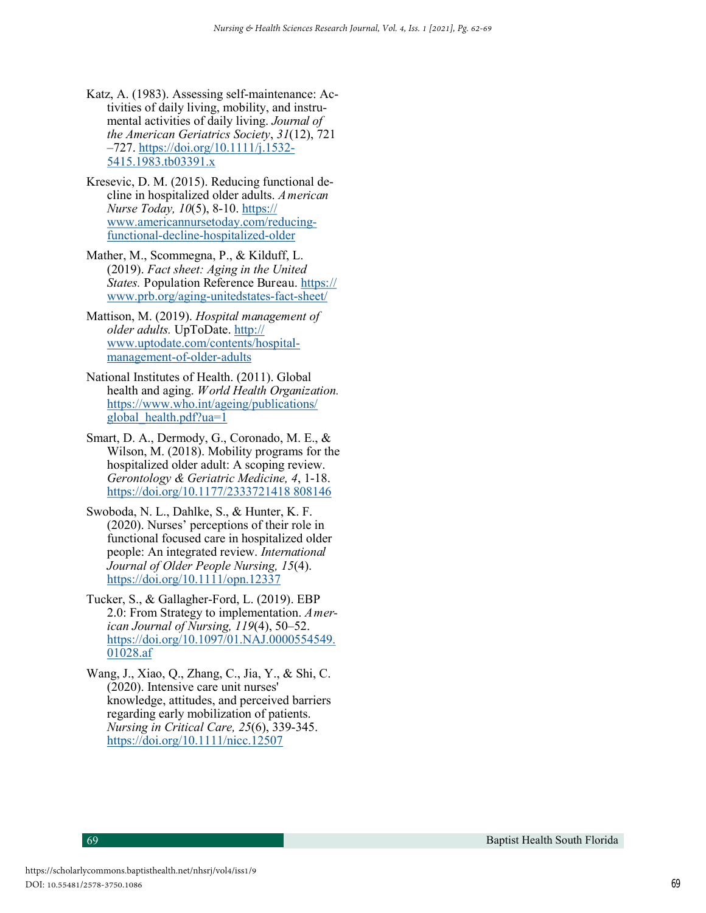Katz, A. (1983). Assessing self-maintenance: Activities of daily living, mobility, and instrumental activities of daily living. *Journal of the American Geriatrics Society*, *31*(12), 721–727. https://doi.org/10.1111/j.1532-5415.1983.tb03391.x

Kresevic, D. M. (2015). Reducing functional decline in hospitalized older adults. *American Nurse Today, 10*(5), 8-10. https://www.americannursetoday.com/reducing-functional-decline-hospitalized-older

Mather, M., Scommegna, P., & Kilduff, L. (2019). *Fact sheet: Aging in the United States.* Population Reference Bureau. https://www.prb.org/aging-unitedstates-fact-sheet/

Mattison, M. (2019). *Hospital management of older adults.* UpToDate. http://www.uptodate.com/contents/hospital-management-of-older-adults

National Institutes of Health. (2011). Global health and aging. *World Health Organization.* https://www.who.int/ageing/publications/global_health.pdf?ua=1

Smart, D. A., Dermody, G., Coronado, M. E., & Wilson, M. (2018). Mobility programs for the hospitalized older adult: A scoping review. *Gerontology & Geriatric Medicine, 4*, 1-18. https://doi.org/10.1177/2333721418 808146

Swoboda, N. L., Dahlke, S., & Hunter, K. F. (2020). Nurses' perceptions of their role in functional focused care in hospitalized older people: An integrated review. *International Journal of Older People Nursing, 15*(4). https://doi.org/10.1111/opn.12337

Tucker, S., & Gallagher-Ford, L. (2019). EBP 2.0: From Strategy to implementation. *American Journal of Nursing, 119*(4), 50–52. https://doi.org/10.1097/01.NAJ.0000554549.01028.af

Wang, J., Xiao, Q., Zhang, C., Jia, Y., & Shi, C. (2020). Intensive care unit nurses' knowledge, attitudes, and perceived barriers regarding early mobilization of patients. *Nursing in Critical Care, 25*(6), 339-345. https://doi.org/10.1111/nicc.12507